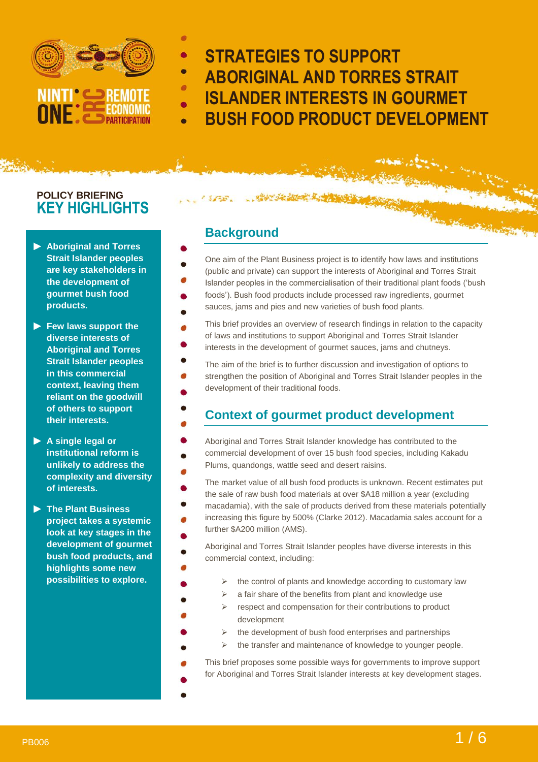NINTI ONE CRC REMOTE ECONOMIC PARTICIPATION

# STRATEGIES TO SUPPORT ABORIGINAL AND TORRES STRAIT ISLANDER INTERESTS IN GOURMET BUSH FOOD PRODUCT DEVELOPMENT

POLICY BRIEFING

## KEY HIGHLIGHTS

- **Aboriginal and Torres Strait Islander peoples are key stakeholders in the development of gourmet bush food products.**
- **Few laws support the diverse interests of Aboriginal and Torres Strait Islander peoples in this commercial context, leaving them reliant on the goodwill of others to support their interests.**
- **A single legal or institutional reform is unlikely to address the complexity and diversity of interests.**
- **The Plant Business project takes a systemic look at key stages in the development of gourmet bush food products, and highlights some new possibilities to explore.**

## Background

One aim of the Plant Business project is to identify how laws and institutions (public and private) can support the interests of Aboriginal and Torres Strait Islander peoples in the commercialisation of their traditional plant foods ('bush foods'). Bush food products include processed raw ingredients, gourmet sauces, jams and pies and new varieties of bush food plants.

This brief provides an overview of research findings in relation to the capacity of laws and institutions to support Aboriginal and Torres Strait Islander interests in the development of gourmet sauces, jams and chutneys.

The aim of the brief is to further discussion and investigation of options to strengthen the position of Aboriginal and Torres Strait Islander peoples in the development of their traditional foods.

## Context of gourmet product development

Aboriginal and Torres Strait Islander knowledge has contributed to the commercial development of over 15 bush food species, including Kakadu Plums, quandongs, wattle seed and desert raisins.

The market value of all bush food products is unknown. Recent estimates put the sale of raw bush food materials at over $A18 million a year (excluding macadamia), with the sale of products derived from these materials potentially increasing this figure by 500% (Clarke 2012). Macadamia sales account for a further $A200 million (AMS).

Aboriginal and Torres Strait Islander peoples have diverse interests in this commercial context, including:

- the control of plants and knowledge according to customary law
- a fair share of the benefits from plant and knowledge use
- respect and compensation for their contributions to product development
- the development of bush food enterprises and partnerships
- the transfer and maintenance of knowledge to younger people.

This brief proposes some possible ways for governments to improve support for Aboriginal and Torres Strait Islander interests at key development stages.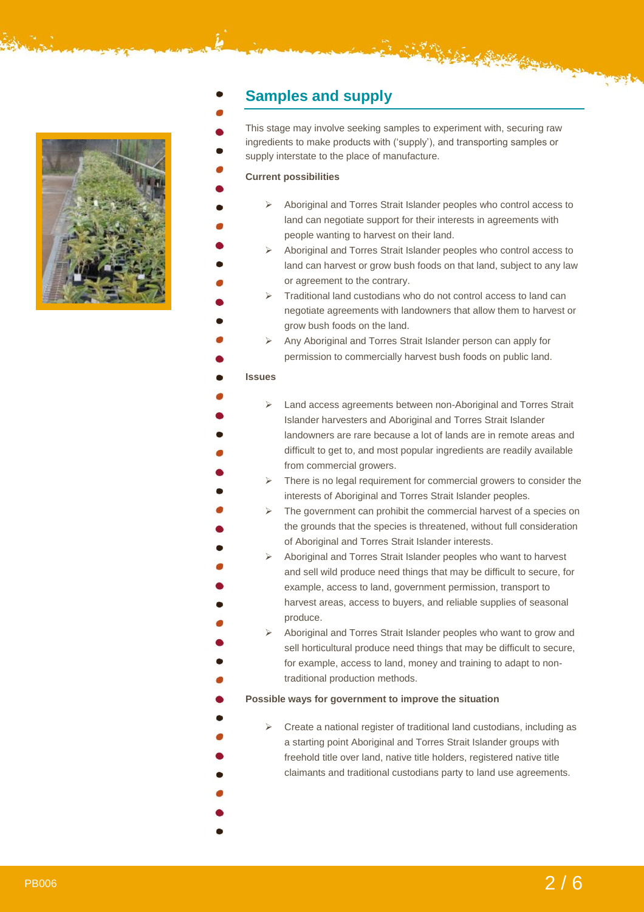## Samples and supply

This stage may involve seeking samples to experiment with, securing raw ingredients to make products with ('supply'), and transporting samples or supply interstate to the place of manufacture.

**Current possibilities**

- Aboriginal and Torres Strait Islander peoples who control access to land can negotiate support for their interests in agreements with people wanting to harvest on their land.
- Aboriginal and Torres Strait Islander peoples who control access to land can harvest or grow bush foods on that land, subject to any law or agreement to the contrary.
- Traditional land custodians who do not control access to land can negotiate agreements with landowners that allow them to harvest or grow bush foods on the land.
- Any Aboriginal and Torres Strait Islander person can apply for permission to commercially harvest bush foods on public land.

**Issues**

- Land access agreements between non-Aboriginal and Torres Strait Islander harvesters and Aboriginal and Torres Strait Islander landowners are rare because a lot of lands are in remote areas and difficult to get to, and most popular ingredients are readily available from commercial growers.
- There is no legal requirement for commercial growers to consider the interests of Aboriginal and Torres Strait Islander peoples.
- The government can prohibit the commercial harvest of a species on the grounds that the species is threatened, without full consideration of Aboriginal and Torres Strait Islander interests.
- Aboriginal and Torres Strait Islander peoples who want to harvest and sell wild produce need things that may be difficult to secure, for example, access to land, government permission, transport to harvest areas, access to buyers, and reliable supplies of seasonal produce.
- Aboriginal and Torres Strait Islander peoples who want to grow and sell horticultural produce need things that may be difficult to secure, for example, access to land, money and training to adapt to non-traditional production methods.

**Possible ways for government to improve the situation**

- Create a national register of traditional land custodians, including as a starting point Aboriginal and Torres Strait Islander groups with freehold title over land, native title holders, registered native title claimants and traditional custodians party to land use agreements.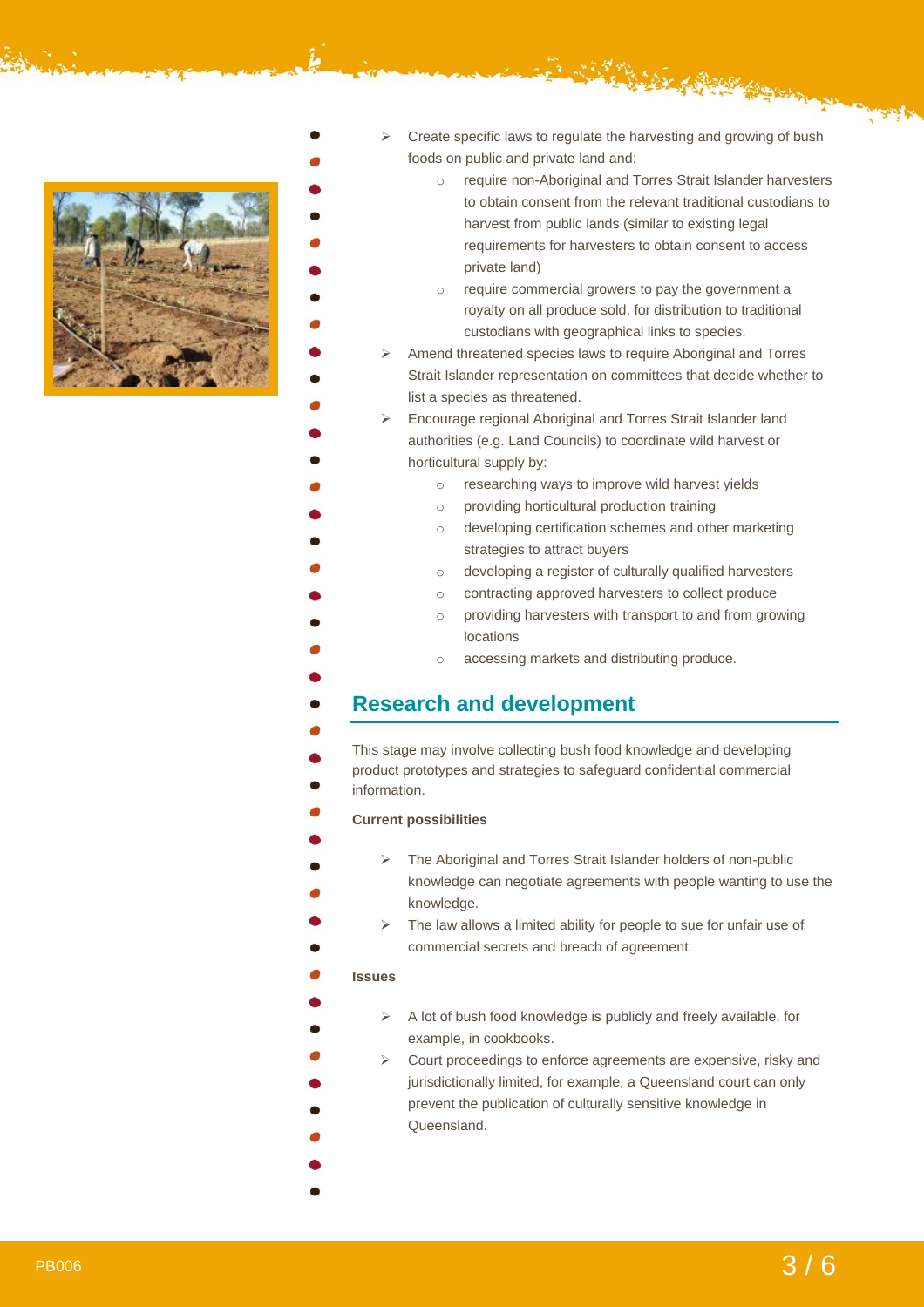- Create specific laws to regulate the harvesting and growing of bush foods on public and private land and:
    - require non-Aboriginal and Torres Strait Islander harvesters to obtain consent from the relevant traditional custodians to harvest from public lands (similar to existing legal requirements for harvesters to obtain consent to access private land)
    - require commercial growers to pay the government a royalty on all produce sold, for distribution to traditional custodians with geographical links to species.
- Amend threatened species laws to require Aboriginal and Torres Strait Islander representation on committees that decide whether to list a species as threatened.
- Encourage regional Aboriginal and Torres Strait Islander land authorities (e.g. Land Councils) to coordinate wild harvest or horticultural supply by:
    - researching ways to improve wild harvest yields
    - providing horticultural production training
    - developing certification schemes and other marketing strategies to attract buyers
    - developing a register of culturally qualified harvesters
    - contracting approved harvesters to collect produce
    - providing harvesters with transport to and from growing locations
    - accessing markets and distributing produce.

## Research and development

This stage may involve collecting bush food knowledge and developing product prototypes and strategies to safeguard confidential commercial information.

**Current possibilities**

- The Aboriginal and Torres Strait Islander holders of non-public knowledge can negotiate agreements with people wanting to use the knowledge.
- The law allows a limited ability for people to sue for unfair use of commercial secrets and breach of agreement.

**Issues**

- A lot of bush food knowledge is publicly and freely available, for example, in cookbooks.
- Court proceedings to enforce agreements are expensive, risky and jurisdictionally limited, for example, a Queensland court can only prevent the publication of culturally sensitive knowledge in Queensland.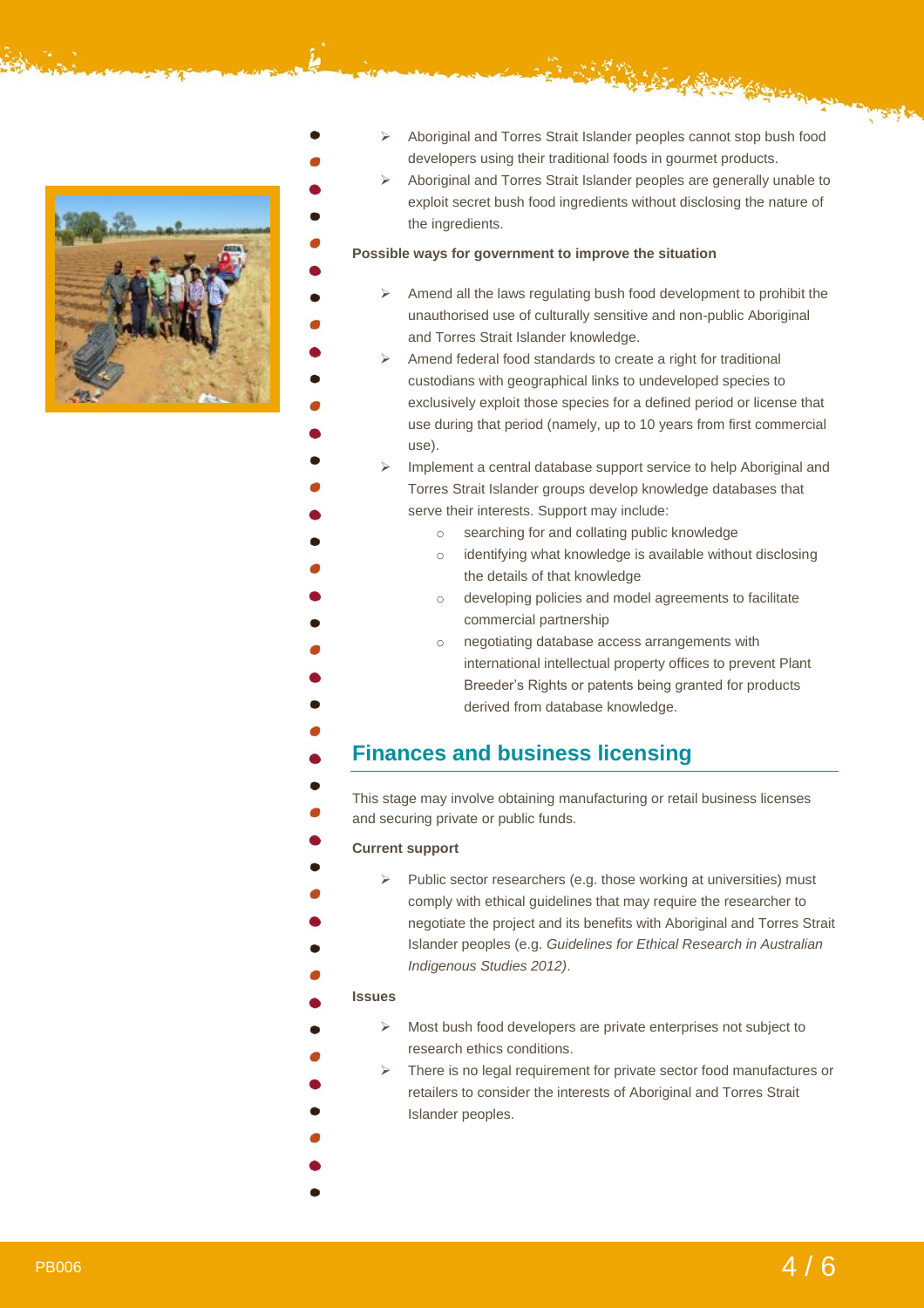- Aboriginal and Torres Strait Islander peoples cannot stop bush food developers using their traditional foods in gourmet products.
- Aboriginal and Torres Strait Islander peoples are generally unable to exploit secret bush food ingredients without disclosing the nature of the ingredients.

**Possible ways for government to improve the situation**

- Amend all the laws regulating bush food development to prohibit the unauthorised use of culturally sensitive and non-public Aboriginal and Torres Strait Islander knowledge.
- Amend federal food standards to create a right for traditional custodians with geographical links to undeveloped species to exclusively exploit those species for a defined period or license that use during that period (namely, up to 10 years from first commercial use).
- Implement a central database support service to help Aboriginal and Torres Strait Islander groups develop knowledge databases that serve their interests. Support may include:
  - searching for and collating public knowledge
  - identifying what knowledge is available without disclosing the details of that knowledge
  - developing policies and model agreements to facilitate commercial partnership
  - negotiating database access arrangements with international intellectual property offices to prevent Plant Breeder's Rights or patents being granted for products derived from database knowledge.

## Finances and business licensing

This stage may involve obtaining manufacturing or retail business licenses and securing private or public funds.

**Current support**

- Public sector researchers (e.g. those working at universities) must comply with ethical guidelines that may require the researcher to negotiate the project and its benefits with Aboriginal and Torres Strait Islander peoples (e.g. *Guidelines for Ethical Research in Australian Indigenous Studies 2012)*.

**Issues**

- Most bush food developers are private enterprises not subject to research ethics conditions.
- There is no legal requirement for private sector food manufactures or retailers to consider the interests of Aboriginal and Torres Strait Islander peoples.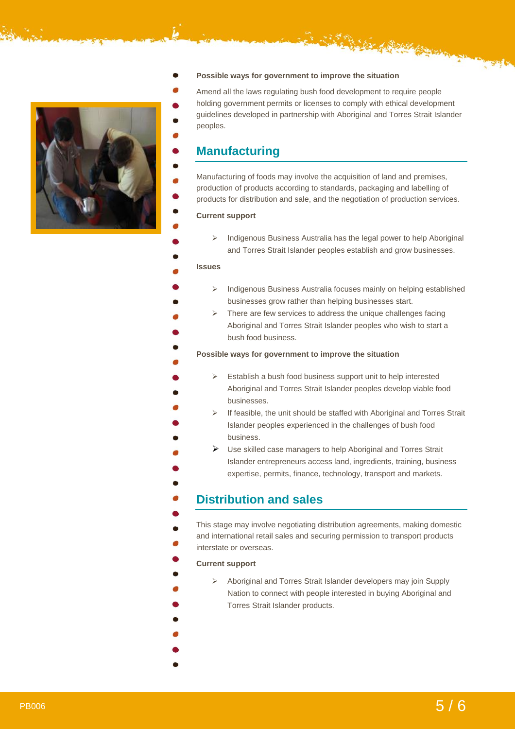**Possible ways for government to improve the situation**

Amend all the laws regulating bush food development to require people holding government permits or licenses to comply with ethical development guidelines developed in partnership with Aboriginal and Torres Strait Islander peoples.

## Manufacturing

Manufacturing of foods may involve the acquisition of land and premises, production of products according to standards, packaging and labelling of products for distribution and sale, and the negotiation of production services.

**Current support**

- Indigenous Business Australia has the legal power to help Aboriginal and Torres Strait Islander peoples establish and grow businesses.

**Issues**

- Indigenous Business Australia focuses mainly on helping established businesses grow rather than helping businesses start.
- There are few services to address the unique challenges facing Aboriginal and Torres Strait Islander peoples who wish to start a bush food business.

**Possible ways for government to improve the situation**

- Establish a bush food business support unit to help interested Aboriginal and Torres Strait Islander peoples develop viable food businesses.
- If feasible, the unit should be staffed with Aboriginal and Torres Strait Islander peoples experienced in the challenges of bush food business.
- Use skilled case managers to help Aboriginal and Torres Strait Islander entrepreneurs access land, ingredients, training, business expertise, permits, finance, technology, transport and markets.

## Distribution and sales

This stage may involve negotiating distribution agreements, making domestic and international retail sales and securing permission to transport products interstate or overseas.

**Current support**

- Aboriginal and Torres Strait Islander developers may join Supply Nation to connect with people interested in buying Aboriginal and Torres Strait Islander products.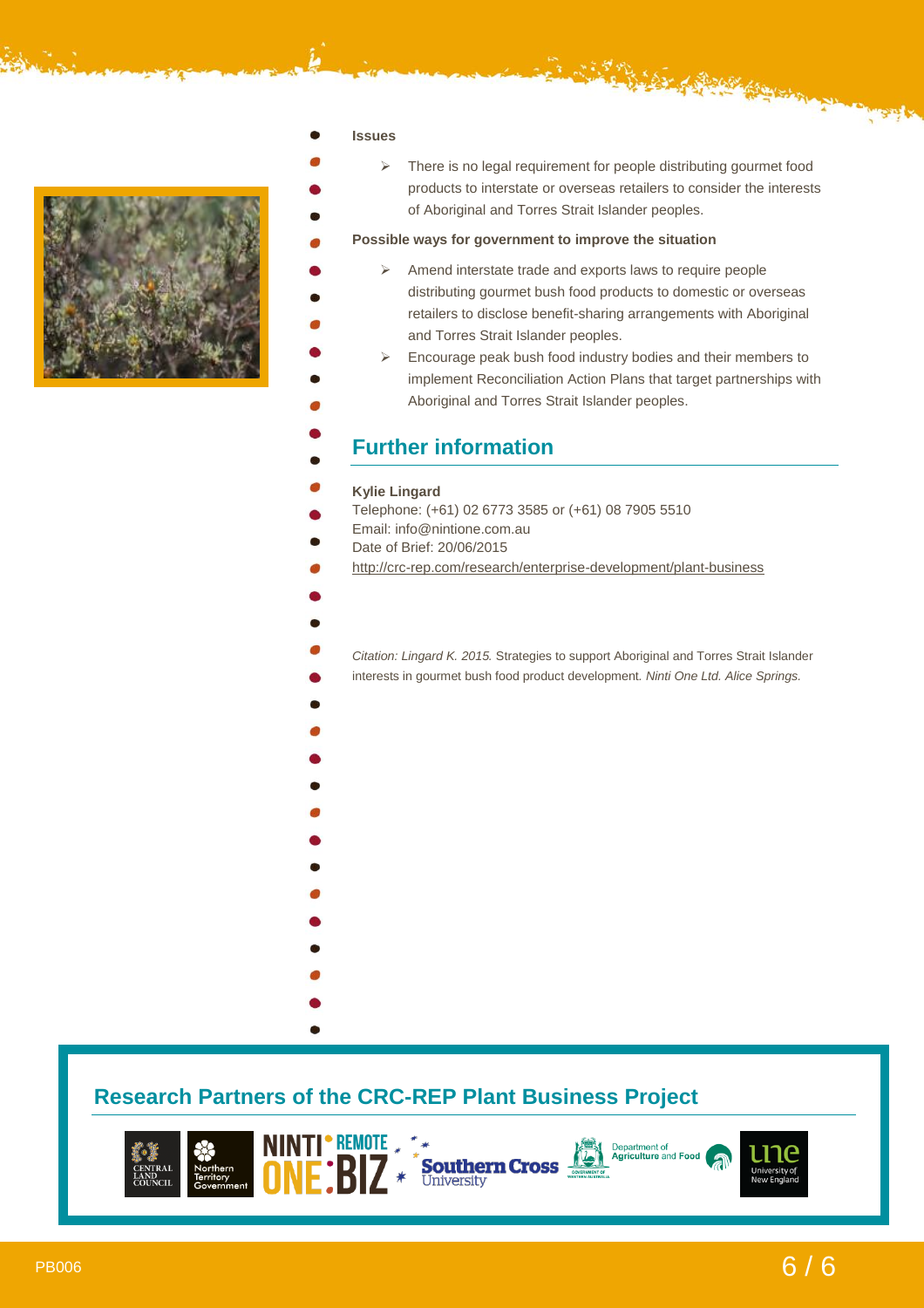**Issues**

- There is no legal requirement for people distributing gourmet food products to interstate or overseas retailers to consider the interests of Aboriginal and Torres Strait Islander peoples.

**Possible ways for government to improve the situation**

- Amend interstate trade and exports laws to require people distributing gourmet bush food products to domestic or overseas retailers to disclose benefit-sharing arrangements with Aboriginal and Torres Strait Islander peoples.
- Encourage peak bush food industry bodies and their members to implement Reconciliation Action Plans that target partnerships with Aboriginal and Torres Strait Islander peoples.

## Further information

**Kylie Lingard**
Telephone: (+61) 02 6773 3585 or (+61) 08 7905 5510
Email: info@nintione.com.au
Date of Brief: 20/06/2015
http://crc-rep.com/research/enterprise-development/plant-business

*Citation: Lingard K. 2015.* Strategies to support Aboriginal and Torres Strait Islander interests in gourmet bush food product development. *Ninti One Ltd. Alice Springs.*

## Research Partners of the CRC-REP Plant Business Project

Central Land Council · Northern Territory Government · Ninti One · Remote Biz · Southern Cross University · Department of Agriculture and Food · UNE University of New England

PB006